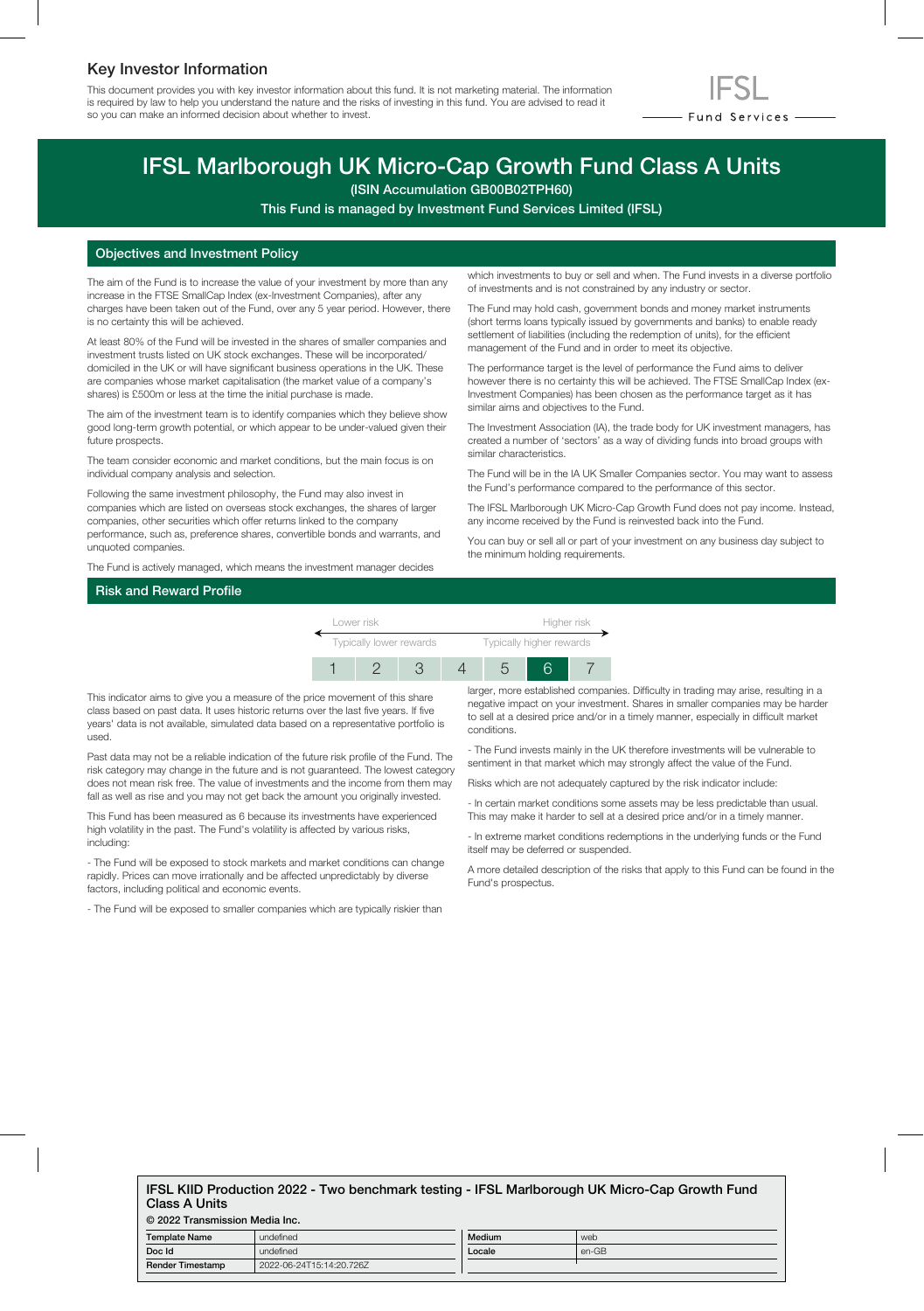## Key Investor Information

This document provides you with key investor information about this fund. It is not marketing material. The information is required by law to help you understand the nature and the risks of investing in this fund. You are advised to read it so you can make an informed decision about whether to invest.

IFSL Fund Services

# IFSL Marlborough UK Micro-Cap Growth Fund Class A Units

**(ISIN Accumulation GB00B02TPH60)**

**This Fund is managed by Investment Fund Services Limited (IFSL)**

### Objectives and Investment Policy

The aim of the Fund is to increase the value of your investment by more than any increase in the FTSE SmallCap Index (ex-Investment Companies), after any charges have been taken out of the Fund, over any 5 year period. However, there is no certainty this will be achieved.

At least 80% of the Fund will be invested in the shares of smaller companies and investment trusts listed on UK stock exchanges. These will be incorporated/domiciled in the UK or will have significant business operations in the UK. These are companies whose market capitalisation (the market value of a company's shares) is £500m or less at the time the initial purchase is made.

The aim of the investment team is to identify companies which they believe show good long-term growth potential, or which appear to be under-valued given their future prospects.

The team consider economic and market conditions, but the main focus is on individual company analysis and selection.

Following the same investment philosophy, the Fund may also invest in companies which are listed on overseas stock exchanges, the shares of larger companies, other securities which offer returns linked to the company performance, such as, preference shares, convertible bonds and warrants, and unquoted companies.

The Fund is actively managed, which means the investment manager decides which investments to buy or sell and when. The Fund invests in a diverse portfolio of investments and is not constrained by any industry or sector.

The Fund may hold cash, government bonds and money market instruments (short terms loans typically issued by governments and banks) to enable ready settlement of liabilities (including the redemption of units), for the efficient management of the Fund and in order to meet its objective.

The performance target is the level of performance the Fund aims to deliver however there is no certainty this will be achieved. The FTSE SmallCap Index (ex-Investment Companies) has been chosen as the performance target as it has similar aims and objectives to the Fund.

The Investment Association (IA), the trade body for UK investment managers, has created a number of 'sectors' as a way of dividing funds into broad groups with similar characteristics.

The Fund will be in the IA UK Smaller Companies sector. You may want to assess the Fund's performance compared to the performance of this sector.

The IFSL Marlborough UK Micro-Cap Growth Fund does not pay income. Instead, any income received by the Fund is reinvested back into the Fund.

You can buy or sell all or part of your investment on any business day subject to the minimum holding requirements.

### Risk and Reward Profile

| Lower risk | | | | | | Higher risk |
|---|---|---|---|---|---|---|
| Typically lower rewards | | | | | | Typically higher rewards |
| 1 | 2 | 3 | 4 | 5 | **6** | 7 |

This indicator aims to give you a measure of the price movement of this share class based on past data. It uses historic returns over the last five years. If five years' data is not available, simulated data based on a representative portfolio is used.

Past data may not be a reliable indication of the future risk profile of the Fund. The risk category may change in the future and is not guaranteed. The lowest category does not mean risk free. The value of investments and the income from them may fall as well as rise and you may not get back the amount you originally invested.

This Fund has been measured as 6 because its investments have experienced high volatility in the past. The Fund's volatility is affected by various risks, including:

- The Fund will be exposed to stock markets and market conditions can change rapidly. Prices can move irrationally and be affected unpredictably by diverse factors, including political and economic events.

- The Fund will be exposed to smaller companies which are typically riskier than larger, more established companies. Difficulty in trading may arise, resulting in a negative impact on your investment. Shares in smaller companies may be harder to sell at a desired price and/or in a timely manner, especially in difficult market conditions.

- The Fund invests mainly in the UK therefore investments will be vulnerable to sentiment in that market which may strongly affect the value of the Fund.

Risks which are not adequately captured by the risk indicator include:

- In certain market conditions some assets may be less predictable than usual. This may make it harder to sell at a desired price and/or in a timely manner.

- In extreme market conditions redemptions in the underlying funds or the Fund itself may be deferred or suspended.

A more detailed description of the risks that apply to this Fund can be found in the Fund's prospectus.

**IFSL KIID Production 2022 - Two benchmark testing - IFSL Marlborough UK Micro-Cap Growth Fund Class A Units**

**© 2022 Transmission Media Inc.**

| | | | |
|---|---|---|---|
| **Template Name** | undefined | **Medium** | web |
| **Doc Id** | undefined | **Locale** | en-GB |
| **Render Timestamp** | 2022-06-24T15:14:20.726Z | | |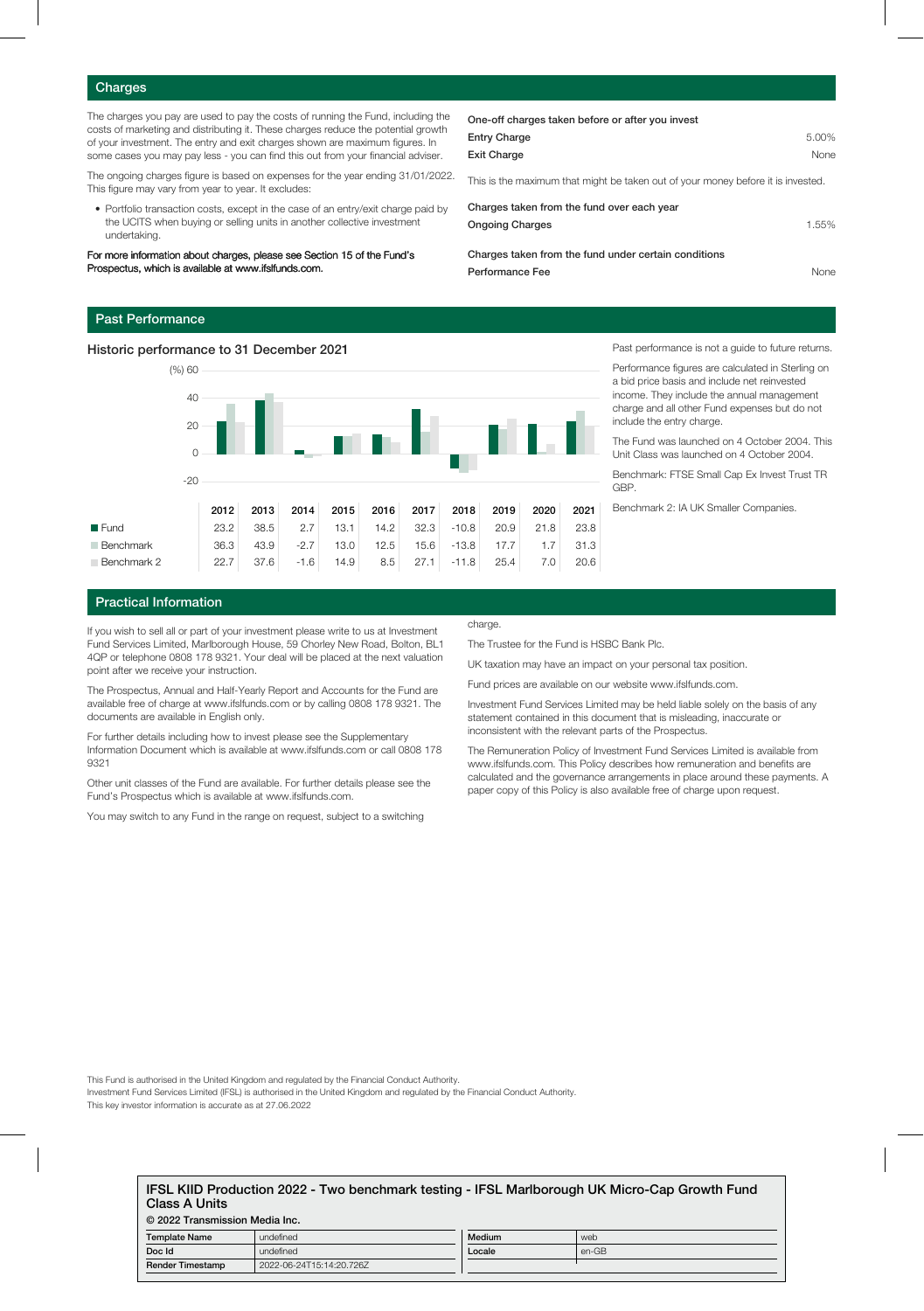## Charges

The charges you pay are used to pay the costs of running the Fund, including the costs of marketing and distributing it. These charges reduce the potential growth of your investment. The entry and exit charges shown are maximum figures. In some cases you may pay less - you can find this out from your financial adviser.

The ongoing charges figure is based on expenses for the year ending 31/01/2022. This figure may vary from year to year. It excludes:

- Portfolio transaction costs, except in the case of an entry/exit charge paid by the UCITS when buying or selling units in another collective investment undertaking.

**For more information about charges, please see Section 15 of the Fund's Prospectus, which is available at www.ifslfunds.com.**

| One-off charges taken before or after you invest | |
|---|---|
| **Entry Charge** | 5.00% |
| **Exit Charge** | None |

This is the maximum that might be taken out of your money before it is invested.

| Charges taken from the fund over each year | |
|---|---|
| **Ongoing Charges** | 1.55% |

| Charges taken from the fund under certain conditions | |
|---|---|
| **Performance Fee** | None |

## Past Performance

### Historic performance to 31 December 2021

(%) 60
40
20
0
-20

| | 2012 | 2013 | 2014 | 2015 | 2016 | 2017 | 2018 | 2019 | 2020 | 2021 |
|---|---|---|---|---|---|---|---|---|---|---|
| Fund | 23.2 | 38.5 | 2.7 | 13.1 | 14.2 | 32.3 | -10.8 | 20.9 | 21.8 | 23.8 |
| Benchmark | 36.3 | 43.9 | -2.7 | 13.0 | 12.5 | 15.6 | -13.8 | 17.7 | 1.7 | 31.3 |
| Benchmark 2 | 22.7 | 37.6 | -1.6 | 14.9 | 8.5 | 27.1 | -11.8 | 25.4 | 7.0 | 20.6 |

Past performance is not a guide to future returns.

Performance figures are calculated in Sterling on a bid price basis and include net reinvested income. They include the annual management charge and all other Fund expenses but do not include the entry charge.

The Fund was launched on 4 October 2004. This Unit Class was launched on 4 October 2004.

Benchmark: FTSE Small Cap Ex Invest Trust TR GBP.

Benchmark 2: IA UK Smaller Companies.

## Practical Information

If you wish to sell all or part of your investment please write to us at Investment Fund Services Limited, Marlborough House, 59 Chorley New Road, Bolton, BL1 4QP or telephone 0808 178 9321. Your deal will be placed at the next valuation point after we receive your instruction.

The Prospectus, Annual and Half-Yearly Report and Accounts for the Fund are available free of charge at www.ifslfunds.com or by calling 0808 178 9321. The documents are available in English only.

For further details including how to invest please see the Supplementary Information Document which is available at www.ifslfunds.com or call 0808 178 9321

Other unit classes of the Fund are available. For further details please see the Fund's Prospectus which is available at www.ifslfunds.com.

You may switch to any Fund in the range on request, subject to a switching charge.

The Trustee for the Fund is HSBC Bank Plc.

UK taxation may have an impact on your personal tax position.

Fund prices are available on our website www.ifslfunds.com.

Investment Fund Services Limited may be held liable solely on the basis of any statement contained in this document that is misleading, inaccurate or inconsistent with the relevant parts of the Prospectus.

The Remuneration Policy of Investment Fund Services Limited is available from www.ifslfunds.com. This Policy describes how remuneration and benefits are calculated and the governance arrangements in place around these payments. A paper copy of this Policy is also available free of charge upon request.

This Fund is authorised in the United Kingdom and regulated by the Financial Conduct Authority.
Investment Fund Services Limited (IFSL) is authorised in the United Kingdom and regulated by the Financial Conduct Authority.
This key investor information is accurate as at 27.06.2022

**IFSL KIID Production 2022 - Two benchmark testing - IFSL Marlborough UK Micro-Cap Growth Fund Class A Units**

**© 2022 Transmission Media Inc.**

| | | | |
|---|---|---|---|
| **Template Name** | undefined | **Medium** | web |
| **Doc Id** | undefined | **Locale** | en-GB |
| **Render Timestamp** | 2022-06-24T15:14:20.726Z | | |